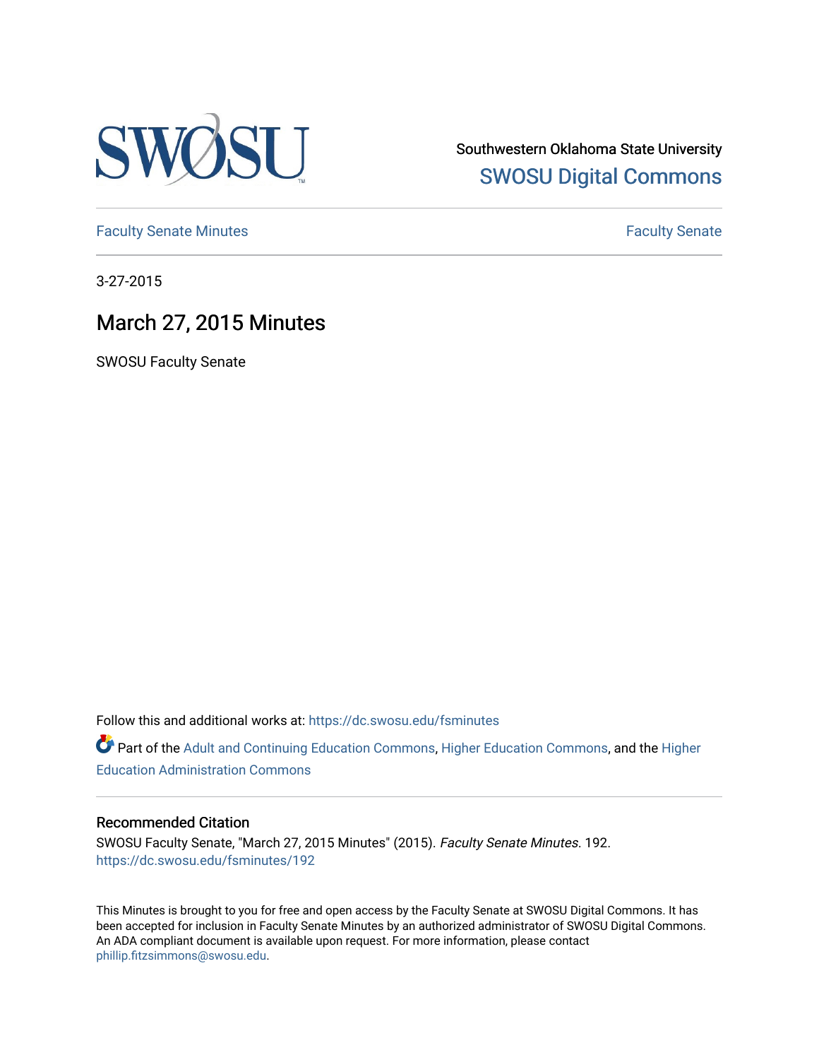Southwestern Oklahoma State University
SWOSU Digital Commons

Faculty Senate Minutes | Faculty Senate

3-27-2015

# March 27, 2015 Minutes

SWOSU Faculty Senate

Follow this and additional works at: https://dc.swosu.edu/fsminutes

Part of the Adult and Continuing Education Commons, Higher Education Commons, and the Higher Education Administration Commons

## Recommended Citation

SWOSU Faculty Senate, "March 27, 2015 Minutes" (2015). *Faculty Senate Minutes*. 192.
https://dc.swosu.edu/fsminutes/192

This Minutes is brought to you for free and open access by the Faculty Senate at SWOSU Digital Commons. It has been accepted for inclusion in Faculty Senate Minutes by an authorized administrator of SWOSU Digital Commons. An ADA compliant document is available upon request. For more information, please contact phillip.fitzsimmons@swosu.edu.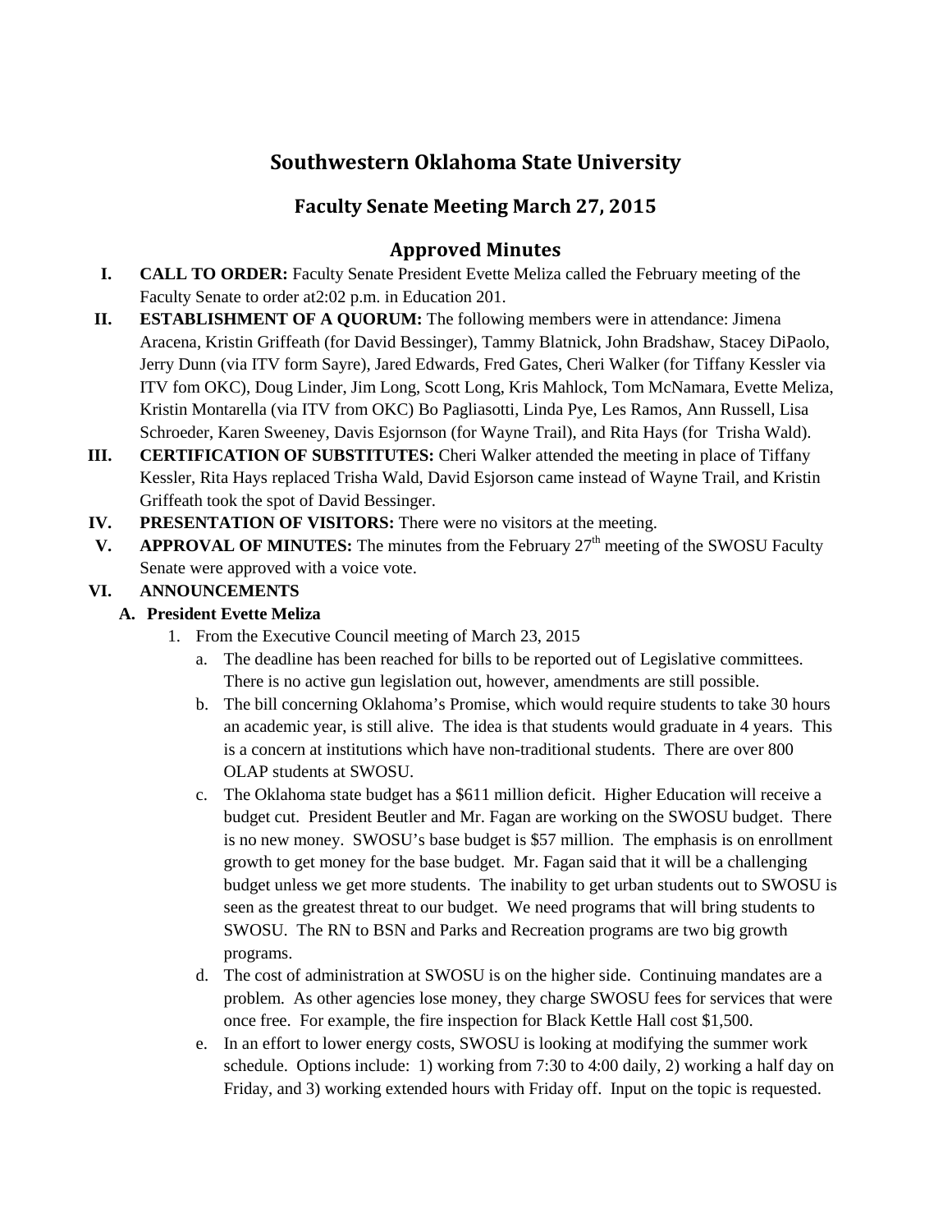# Southwestern Oklahoma State University

## Faculty Senate Meeting March 27, 2015

## Approved Minutes

I. **CALL TO ORDER:** Faculty Senate President Evette Meliza called the February meeting of the Faculty Senate to order at2:02 p.m. in Education 201.

II. **ESTABLISHMENT OF A QUORUM:** The following members were in attendance: Jimena Aracena, Kristin Griffeath (for David Bessinger), Tammy Blatnick, John Bradshaw, Stacey DiPaolo, Jerry Dunn (via ITV form Sayre), Jared Edwards, Fred Gates, Cheri Walker (for Tiffany Kessler via ITV fom OKC), Doug Linder, Jim Long, Scott Long, Kris Mahlock, Tom McNamara, Evette Meliza, Kristin Montarella (via ITV from OKC) Bo Pagliasotti, Linda Pye, Les Ramos, Ann Russell, Lisa Schroeder, Karen Sweeney, Davis Esjornson (for Wayne Trail), and Rita Hays (for Trisha Wald).

III. **CERTIFICATION OF SUBSTITUTES:** Cheri Walker attended the meeting in place of Tiffany Kessler, Rita Hays replaced Trisha Wald, David Esjorson came instead of Wayne Trail, and Kristin Griffeath took the spot of David Bessinger.

IV. **PRESENTATION OF VISITORS:** There were no visitors at the meeting.

V. **APPROVAL OF MINUTES:** The minutes from the February 27th meeting of the SWOSU Faculty Senate were approved with a voice vote.

VI. **ANNOUNCEMENTS**

**A. President Evette Meliza**

1. From the Executive Council meeting of March 23, 2015
   a. The deadline has been reached for bills to be reported out of Legislative committees. There is no active gun legislation out, however, amendments are still possible.
   b. The bill concerning Oklahoma's Promise, which would require students to take 30 hours an academic year, is still alive. The idea is that students would graduate in 4 years. This is a concern at institutions which have non-traditional students. There are over 800 OLAP students at SWOSU.
   c. The Oklahoma state budget has a $611 million deficit. Higher Education will receive a budget cut. President Beutler and Mr. Fagan are working on the SWOSU budget. There is no new money. SWOSU's base budget is $57 million. The emphasis is on enrollment growth to get money for the base budget. Mr. Fagan said that it will be a challenging budget unless we get more students. The inability to get urban students out to SWOSU is seen as the greatest threat to our budget. We need programs that will bring students to SWOSU. The RN to BSN and Parks and Recreation programs are two big growth programs.
   d. The cost of administration at SWOSU is on the higher side. Continuing mandates are a problem. As other agencies lose money, they charge SWOSU fees for services that were once free. For example, the fire inspection for Black Kettle Hall cost $1,500.
   e. In an effort to lower energy costs, SWOSU is looking at modifying the summer work schedule. Options include: 1) working from 7:30 to 4:00 daily, 2) working a half day on Friday, and 3) working extended hours with Friday off. Input on the topic is requested.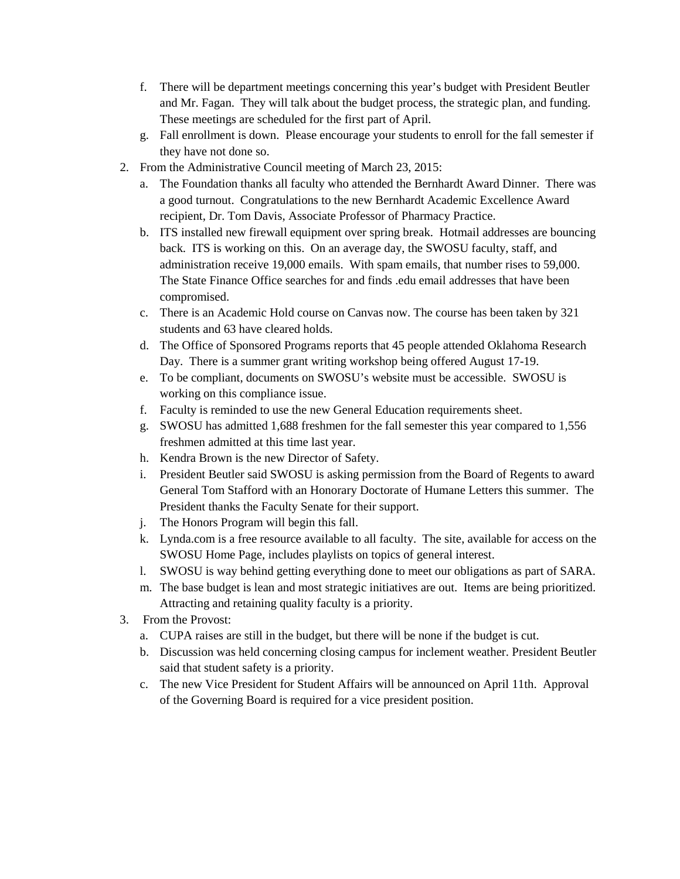f. There will be department meetings concerning this year's budget with President Beutler and Mr. Fagan. They will talk about the budget process, the strategic plan, and funding. These meetings are scheduled for the first part of April.
   g. Fall enrollment is down. Please encourage your students to enroll for the fall semester if they have not done so.

2. From the Administrative Council meeting of March 23, 2015:
   a. The Foundation thanks all faculty who attended the Bernhardt Award Dinner. There was a good turnout. Congratulations to the new Bernhardt Academic Excellence Award recipient, Dr. Tom Davis, Associate Professor of Pharmacy Practice.
   b. ITS installed new firewall equipment over spring break. Hotmail addresses are bouncing back. ITS is working on this. On an average day, the SWOSU faculty, staff, and administration receive 19,000 emails. With spam emails, that number rises to 59,000. The State Finance Office searches for and finds .edu email addresses that have been compromised.
   c. There is an Academic Hold course on Canvas now. The course has been taken by 321 students and 63 have cleared holds.
   d. The Office of Sponsored Programs reports that 45 people attended Oklahoma Research Day. There is a summer grant writing workshop being offered August 17-19.
   e. To be compliant, documents on SWOSU's website must be accessible. SWOSU is working on this compliance issue.
   f. Faculty is reminded to use the new General Education requirements sheet.
   g. SWOSU has admitted 1,688 freshmen for the fall semester this year compared to 1,556 freshmen admitted at this time last year.
   h. Kendra Brown is the new Director of Safety.
   i. President Beutler said SWOSU is asking permission from the Board of Regents to award General Tom Stafford with an Honorary Doctorate of Humane Letters this summer. The President thanks the Faculty Senate for their support.
   j. The Honors Program will begin this fall.
   k. Lynda.com is a free resource available to all faculty. The site, available for access on the SWOSU Home Page, includes playlists on topics of general interest.
   l. SWOSU is way behind getting everything done to meet our obligations as part of SARA.
   m. The base budget is lean and most strategic initiatives are out. Items are being prioritized. Attracting and retaining quality faculty is a priority.

3. From the Provost:
   a. CUPA raises are still in the budget, but there will be none if the budget is cut.
   b. Discussion was held concerning closing campus for inclement weather. President Beutler said that student safety is a priority.
   c. The new Vice President for Student Affairs will be announced on April 11th. Approval of the Governing Board is required for a vice president position.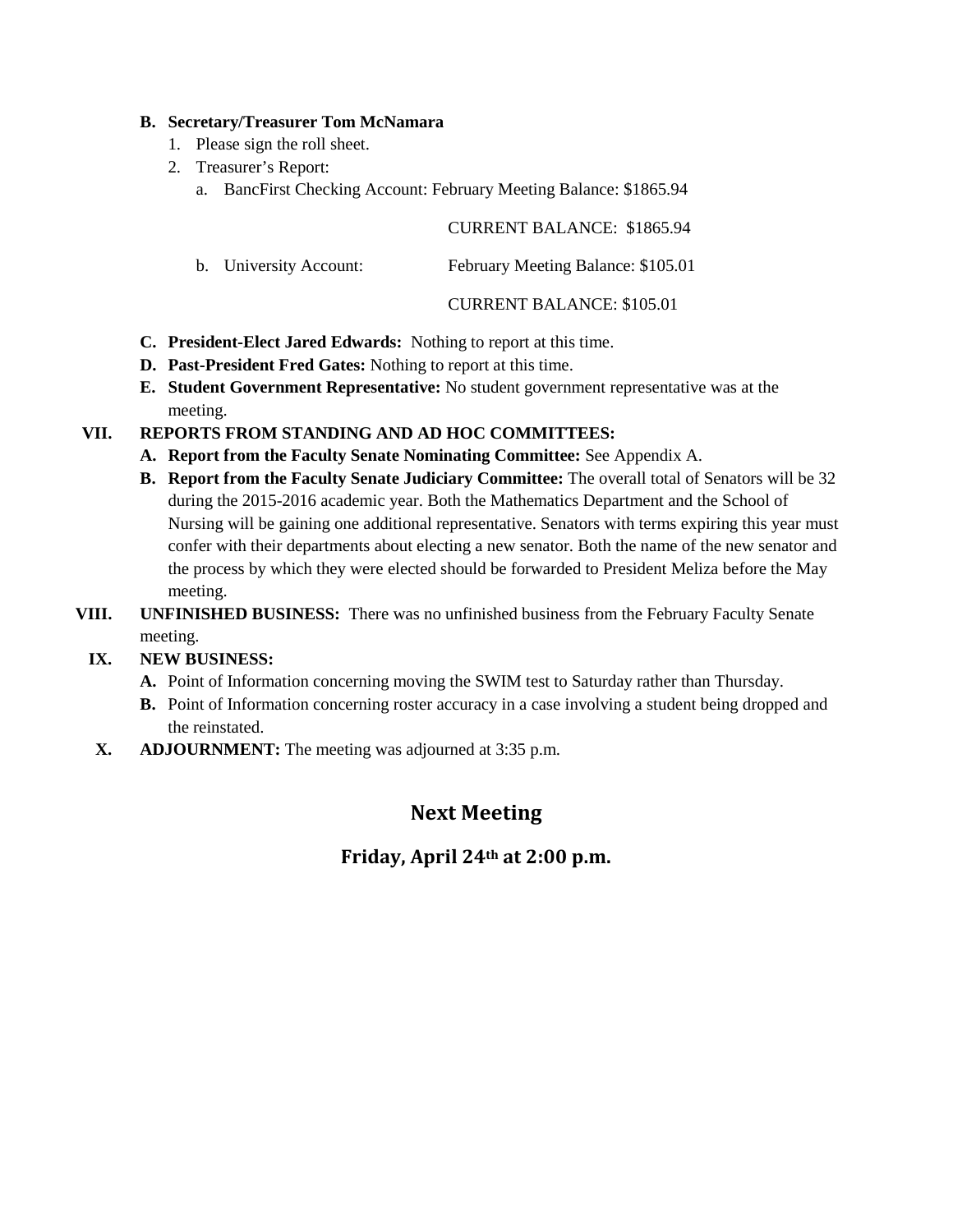**B. Secretary/Treasurer Tom McNamara**

1. Please sign the roll sheet.
2. Treasurer's Report:
   a. BancFirst Checking Account: February Meeting Balance: $1865.94

      CURRENT BALANCE: $1865.94

   b. University Account: February Meeting Balance: $105.01

      CURRENT BALANCE: $105.01

**C. President-Elect Jared Edwards:** Nothing to report at this time.

**D. Past-President Fred Gates:** Nothing to report at this time.

**E. Student Government Representative:** No student government representative was at the meeting.

**VII. REPORTS FROM STANDING AND AD HOC COMMITTEES:**

**A. Report from the Faculty Senate Nominating Committee:** See Appendix A.

**B. Report from the Faculty Senate Judiciary Committee:** The overall total of Senators will be 32 during the 2015-2016 academic year. Both the Mathematics Department and the School of Nursing will be gaining one additional representative. Senators with terms expiring this year must confer with their departments about electing a new senator. Both the name of the new senator and the process by which they were elected should be forwarded to President Meliza before the May meeting.

**VIII. UNFINISHED BUSINESS:** There was no unfinished business from the February Faculty Senate meeting.

**IX. NEW BUSINESS:**

**A.** Point of Information concerning moving the SWIM test to Saturday rather than Thursday.

**B.** Point of Information concerning roster accuracy in a case involving a student being dropped and the reinstated.

**X. ADJOURNMENT:** The meeting was adjourned at 3:35 p.m.

## Next Meeting

### Friday, April 24th at 2:00 p.m.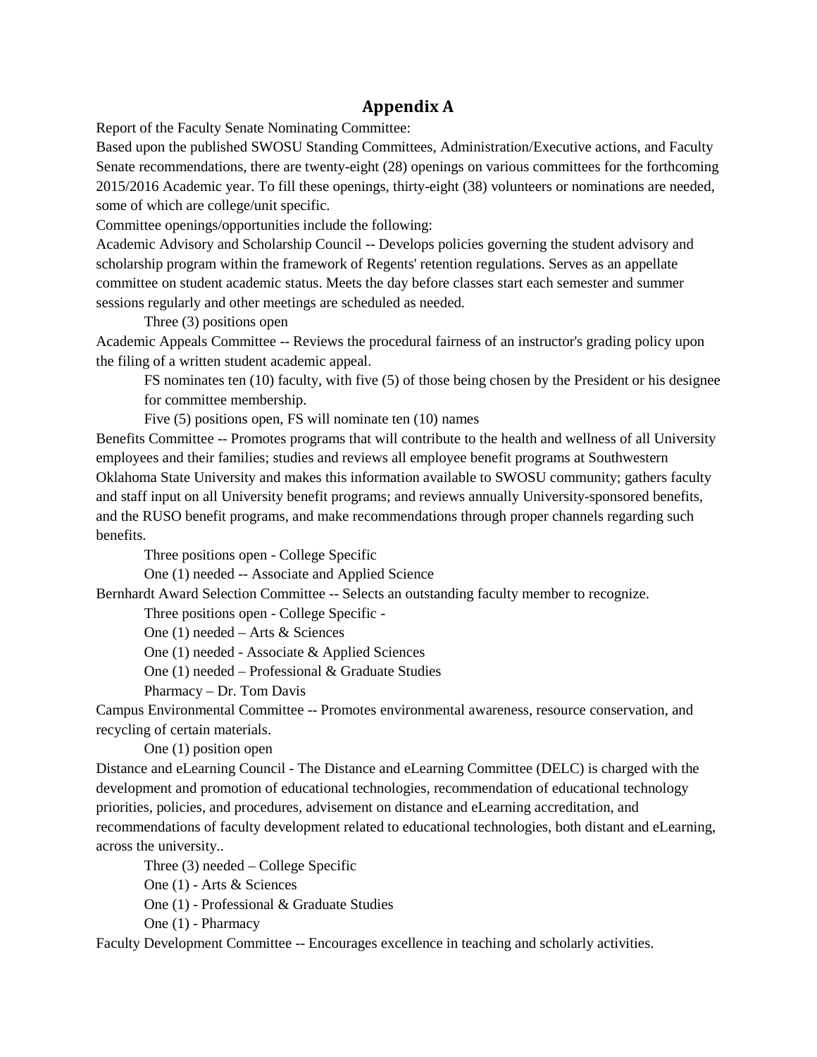# Appendix A

Report of the Faculty Senate Nominating Committee:

Based upon the published SWOSU Standing Committees, Administration/Executive actions, and Faculty Senate recommendations, there are twenty-eight (28) openings on various committees for the forthcoming 2015/2016 Academic year. To fill these openings, thirty-eight (38) volunteers or nominations are needed, some of which are college/unit specific.

Committee openings/opportunities include the following:

Academic Advisory and Scholarship Council -- Develops policies governing the student advisory and scholarship program within the framework of Regents' retention regulations. Serves as an appellate committee on student academic status. Meets the day before classes start each semester and summer sessions regularly and other meetings are scheduled as needed.

    Three (3) positions open

Academic Appeals Committee -- Reviews the procedural fairness of an instructor's grading policy upon the filing of a written student academic appeal.

    FS nominates ten (10) faculty, with five (5) of those being chosen by the President or his designee for committee membership.

    Five (5) positions open, FS will nominate ten (10) names

Benefits Committee -- Promotes programs that will contribute to the health and wellness of all University employees and their families; studies and reviews all employee benefit programs at Southwestern Oklahoma State University and makes this information available to SWOSU community; gathers faculty and staff input on all University benefit programs; and reviews annually University-sponsored benefits, and the RUSO benefit programs, and make recommendations through proper channels regarding such benefits.

    Three positions open - College Specific

    One (1) needed -- Associate and Applied Science

Bernhardt Award Selection Committee -- Selects an outstanding faculty member to recognize.

    Three positions open - College Specific -

    One (1) needed – Arts & Sciences

    One (1) needed - Associate & Applied Sciences

    One (1) needed – Professional & Graduate Studies

    Pharmacy – Dr. Tom Davis

Campus Environmental Committee -- Promotes environmental awareness, resource conservation, and recycling of certain materials.

    One (1) position open

Distance and eLearning Council - The Distance and eLearning Committee (DELC) is charged with the development and promotion of educational technologies, recommendation of educational technology priorities, policies, and procedures, advisement on distance and eLearning accreditation, and recommendations of faculty development related to educational technologies, both distant and eLearning, across the university..

    Three (3) needed – College Specific

    One (1) - Arts & Sciences

    One (1) - Professional & Graduate Studies

    One (1) - Pharmacy

Faculty Development Committee -- Encourages excellence in teaching and scholarly activities.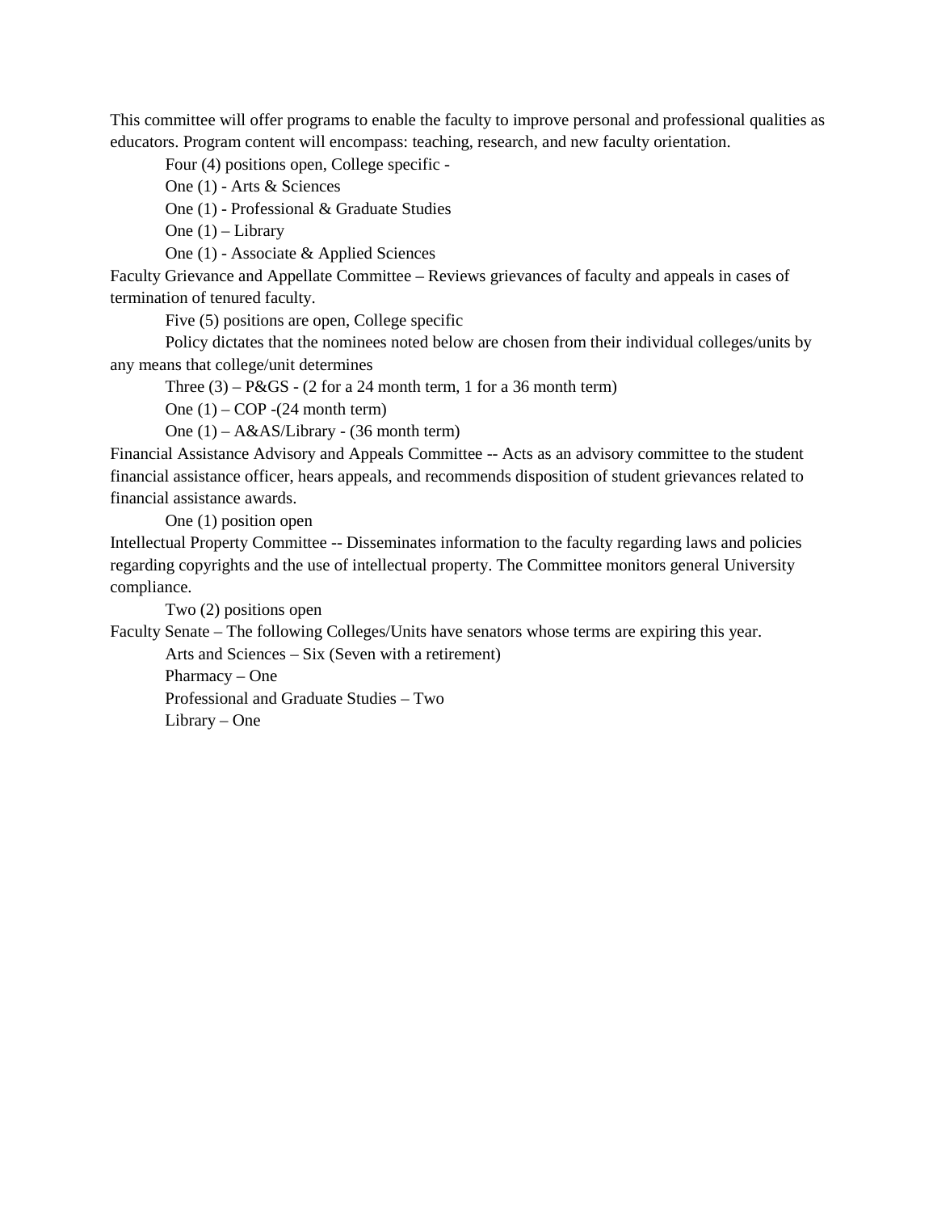This committee will offer programs to enable the faculty to improve personal and professional qualities as educators. Program content will encompass: teaching, research, and new faculty orientation.

Four (4) positions open, College specific -

One (1) - Arts & Sciences

One (1) - Professional & Graduate Studies

One (1) – Library

One (1) - Associate & Applied Sciences

Faculty Grievance and Appellate Committee – Reviews grievances of faculty and appeals in cases of termination of tenured faculty.

Five (5) positions are open, College specific

Policy dictates that the nominees noted below are chosen from their individual colleges/units by any means that college/unit determines

Three (3) – P&GS - (2 for a 24 month term, 1 for a 36 month term)

One (1) – COP -(24 month term)

One (1) – A&AS/Library - (36 month term)

Financial Assistance Advisory and Appeals Committee -- Acts as an advisory committee to the student financial assistance officer, hears appeals, and recommends disposition of student grievances related to financial assistance awards.

One (1) position open

Intellectual Property Committee -- Disseminates information to the faculty regarding laws and policies regarding copyrights and the use of intellectual property. The Committee monitors general University compliance.

Two (2) positions open

Faculty Senate – The following Colleges/Units have senators whose terms are expiring this year.

Arts and Sciences – Six (Seven with a retirement)

Pharmacy – One

Professional and Graduate Studies – Two

Library – One